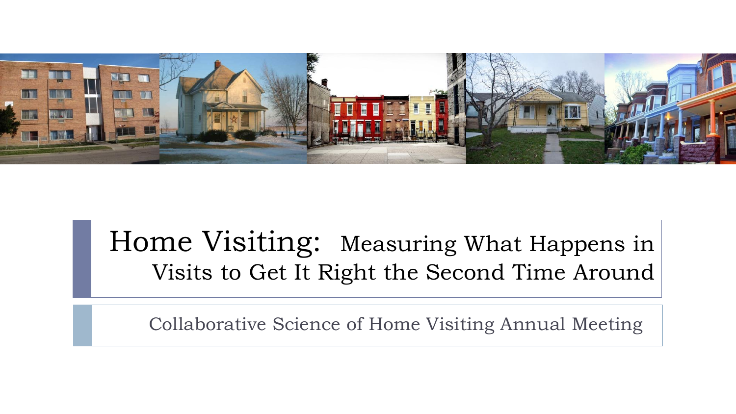# Home Visiting: Measuring What Happens in Visits to Get It Right the Second Time Around

Collaborative Science of Home Visiting Annual Meeting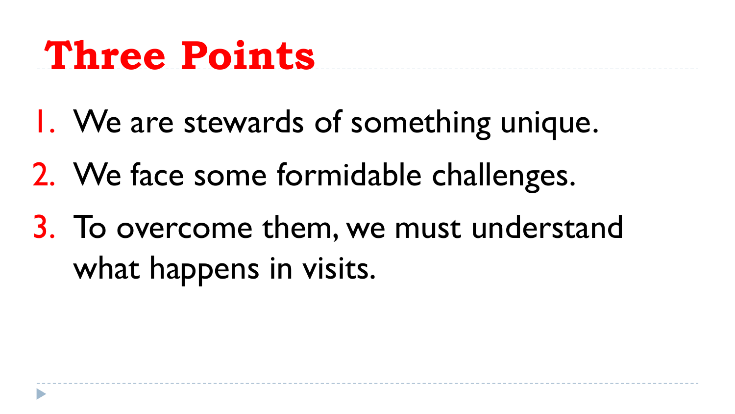# Three Points

1. We are stewards of something unique.
2. We face some formidable challenges.
3. To overcome them, we must understand what happens in visits.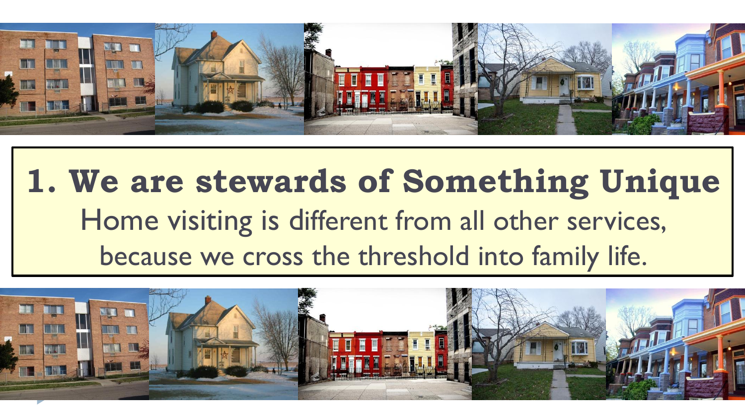# 1. We are stewards of Something Unique

Home visiting is different from all other services, because we cross the threshold into family life.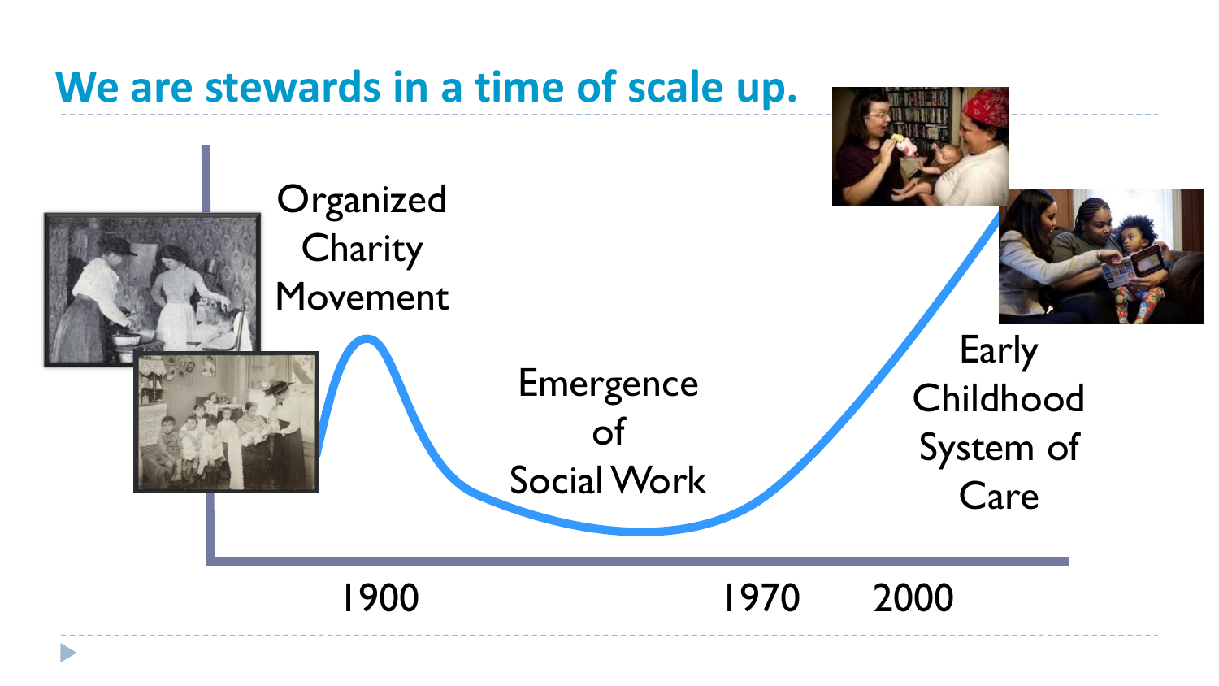# We are stewards in a time of scale up.

Organized Charity Movement

Emergence of Social Work

Early Childhood System of Care

1900

1970

2000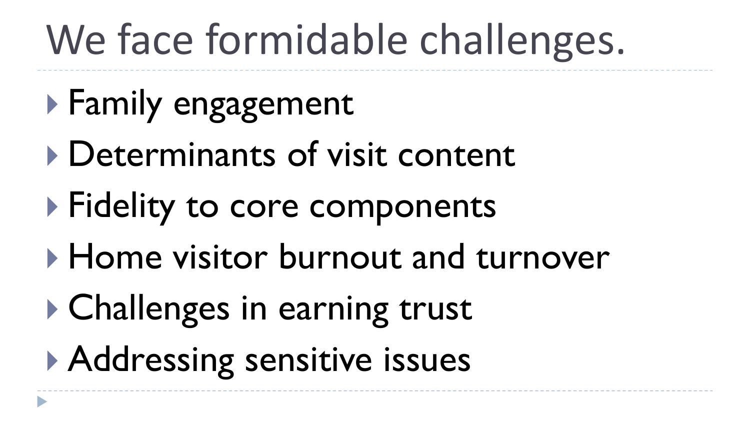# We face formidable challenges.

- Family engagement
- Determinants of visit content
- Fidelity to core components
- Home visitor burnout and turnover
- Challenges in earning trust
- Addressing sensitive issues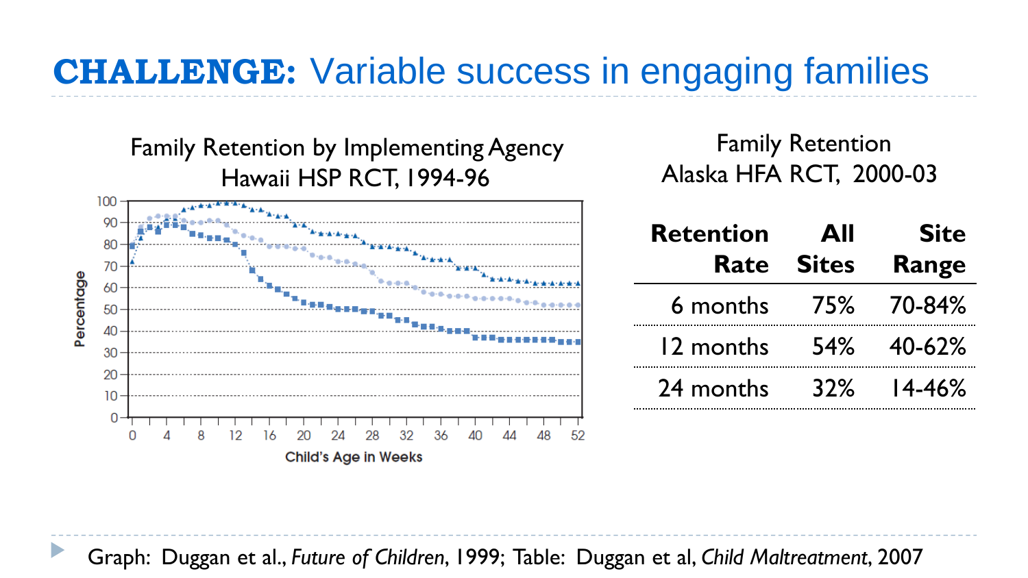# **CHALLENGE:** Variable success in engaging families

Family Retention by Implementing Agency
Hawaii HSP RCT, 1994-96

Family Retention
Alaska HFA RCT, 2000-03

| Retention Rate | All Sites | Site Range |
|---|---|---|
| 6 months | 75% | 70-84% |
| 12 months | 54% | 40-62% |
| 24 months | 32% | 14-46% |

Graph: Duggan et al., *Future of Children*, 1999; Table: Duggan et al, *Child Maltreatment*, 2007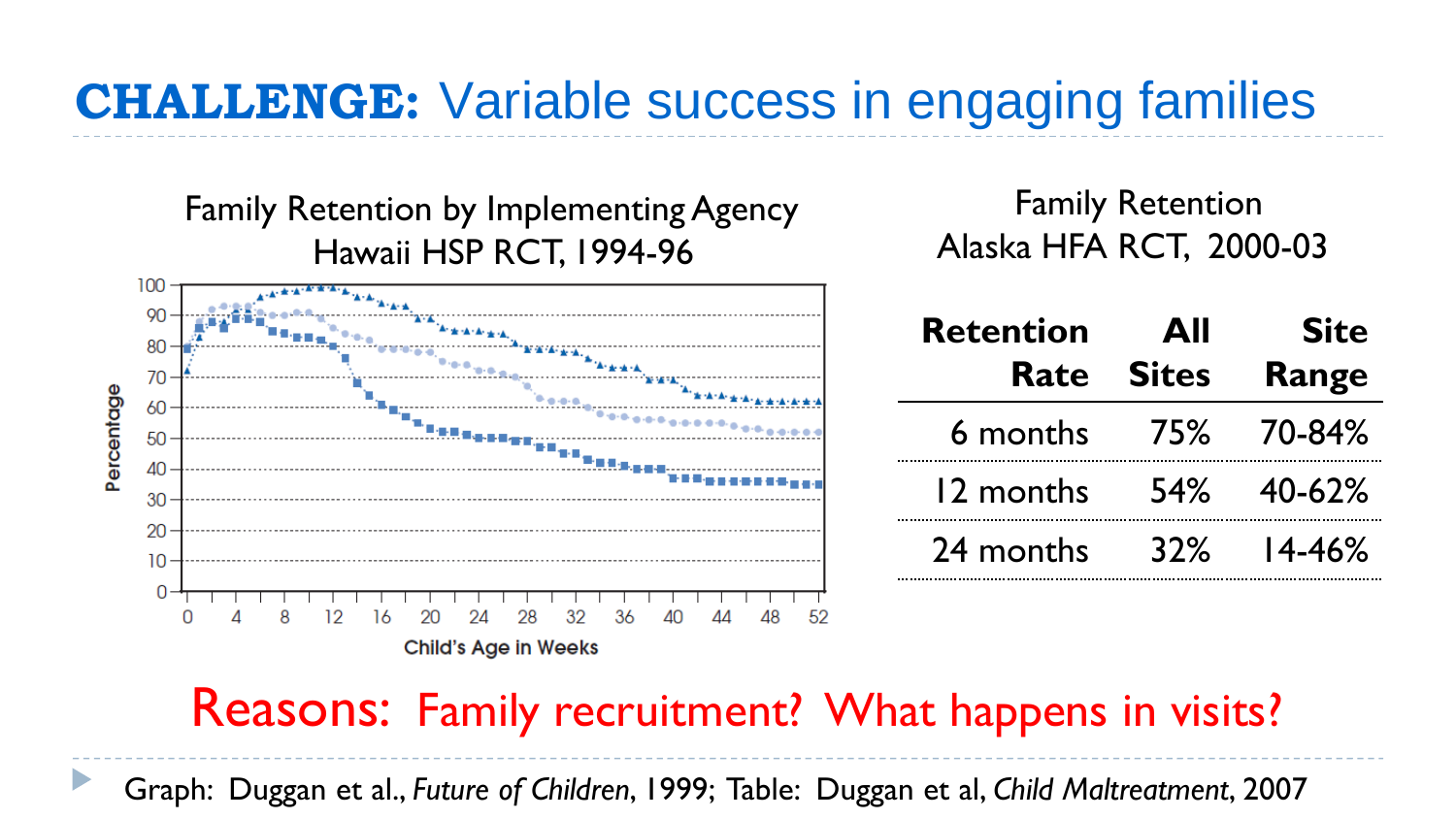# **CHALLENGE:** Variable success in engaging families

Family Retention by Implementing Agency
Hawaii HSP RCT, 1994-96

Family Retention
Alaska HFA RCT, 2000-03

| Retention Rate | All Sites | Site Range |
|---|---|---|
| 6 months | 75% | 70-84% |
| 12 months | 54% | 40-62% |
| 24 months | 32% | 14-46% |

Reasons: Family recruitment? What happens in visits?

Graph: Duggan et al., *Future of Children*, 1999; Table: Duggan et al, *Child Maltreatment*, 2007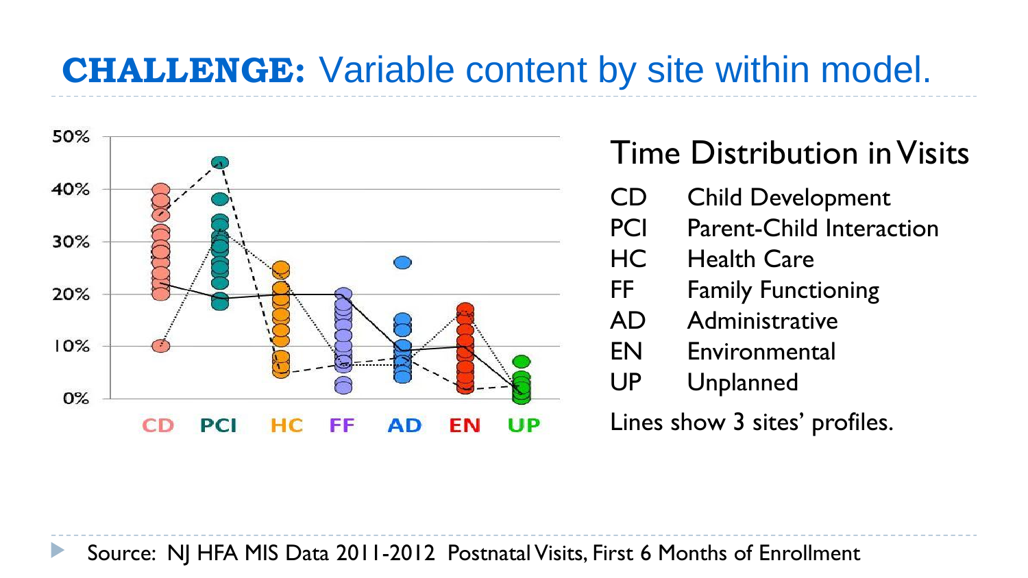# **CHALLENGE:** Variable content by site within model.

## Time Distribution in Visits

| | |
|---|---|
| CD | Child Development |
| PCI | Parent-Child Interaction |
| HC | Health Care |
| FF | Family Functioning |
| AD | Administrative |
| EN | Environmental |
| UP | Unplanned |

Lines show 3 sites' profiles.

Source: NJ HFA MIS Data 2011-2012 Postnatal Visits, First 6 Months of Enrollment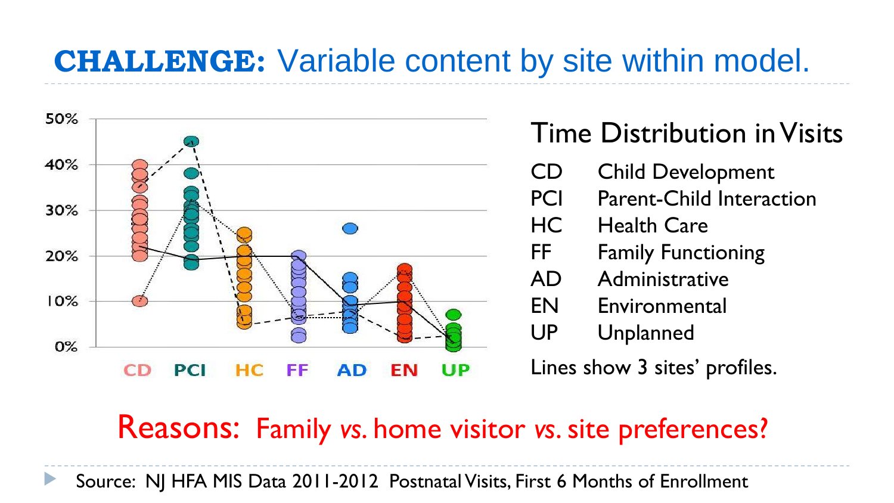# **CHALLENGE:** Variable content by site within model.

## Time Distribution in Visits

| | |
|---|---|
| CD | Child Development |
| PCI | Parent-Child Interaction |
| HC | Health Care |
| FF | Family Functioning |
| AD | Administrative |
| EN | Environmental |
| UP | Unplanned |

Lines show 3 sites' profiles.

**Reasons:** Family *vs.* home visitor *vs.* site preferences?

Source: NJ HFA MIS Data 2011-2012 Postnatal Visits, First 6 Months of Enrollment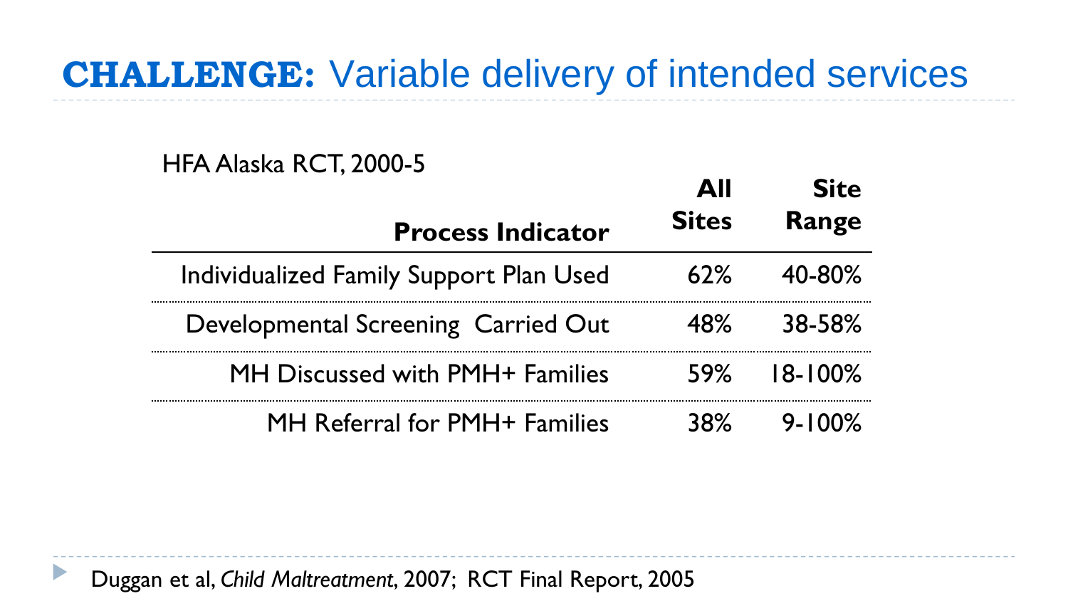# **CHALLENGE:** Variable delivery of intended services

HFA Alaska RCT, 2000-5

| Process Indicator | All Sites | Site Range |
|---|---|---|
| Individualized Family Support Plan Used | 62% | 40-80% |
| Developmental Screening Carried Out | 48% | 38-58% |
| MH Discussed with PMH+ Families | 59% | 18-100% |
| MH Referral for PMH+ Families | 38% | 9-100% |

Duggan et al, *Child Maltreatment*, 2007; RCT Final Report, 2005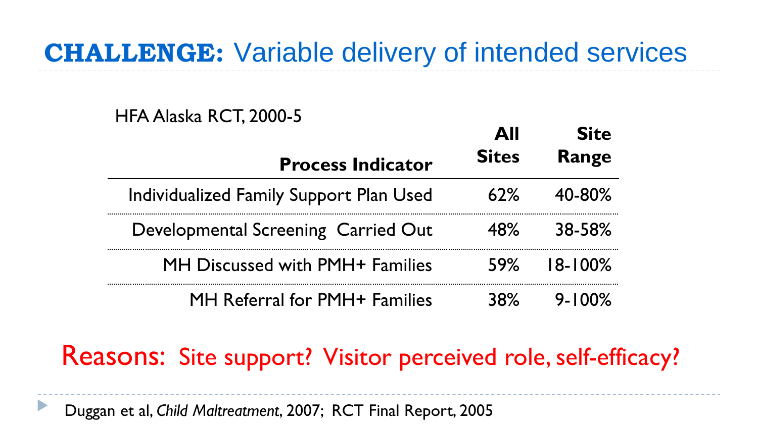# **CHALLENGE:** Variable delivery of intended services

HFA Alaska RCT, 2000-5

| Process Indicator | All Sites | Site Range |
|---|---|---|
| Individualized Family Support Plan Used | 62% | 40-80% |
| Developmental Screening Carried Out | 48% | 38-58% |
| MH Discussed with PMH+ Families | 59% | 18-100% |
| MH Referral for PMH+ Families | 38% | 9-100% |

Reasons: Site support? Visitor perceived role, self-efficacy?

Duggan et al, *Child Maltreatment*, 2007; RCT Final Report, 2005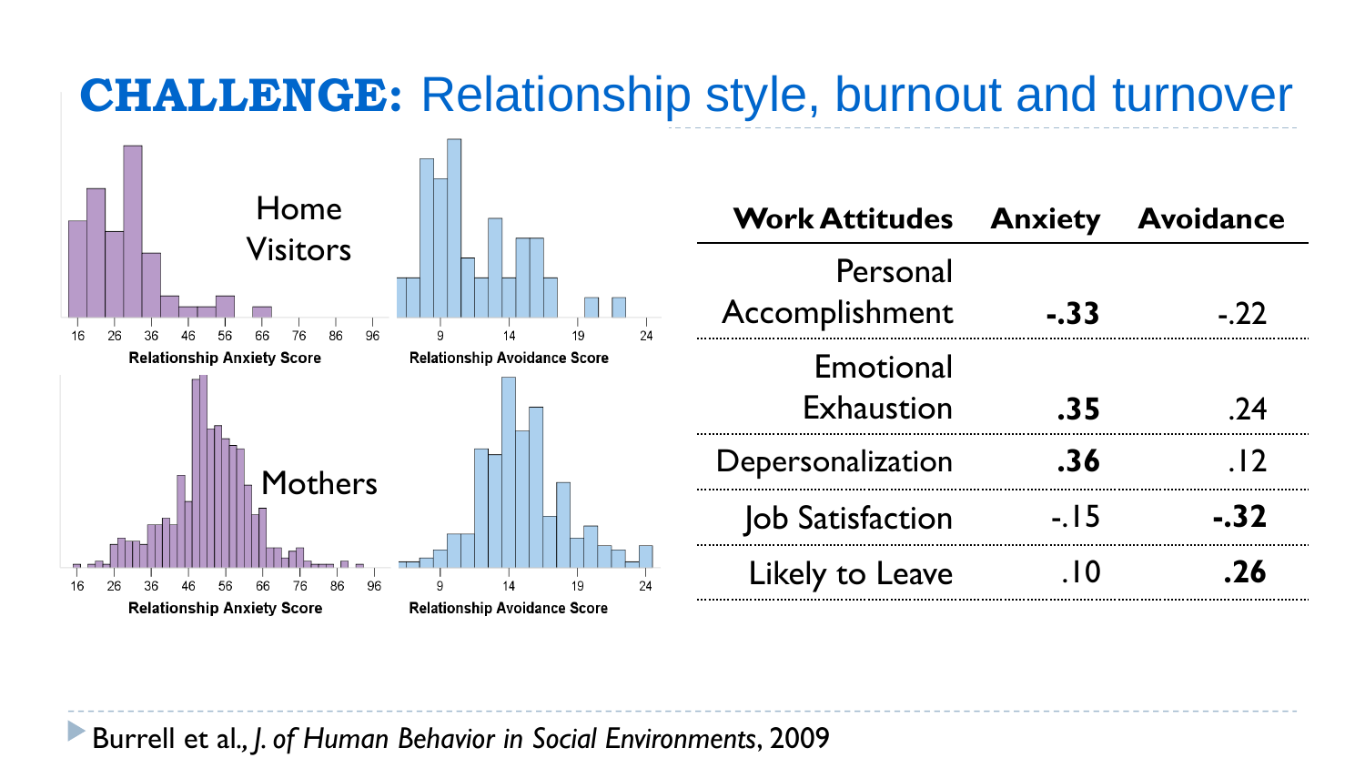# **CHALLENGE:** Relationship style, burnout and turnover

Home Visitors

Relationship Anxiety Score

Relationship Avoidance Score

Mothers

Relationship Anxiety Score

Relationship Avoidance Score

| Work Attitudes | Anxiety | Avoidance |
|---|---|---|
| Personal Accomplishment | **-.33** | -.22 |
| Emotional Exhaustion | **.35** | .24 |
| Depersonalization | **.36** | .12 |
| Job Satisfaction | -.15 | **-.32** |
| Likely to Leave | .10 | **.26** |

Burrell et al., *J. of Human Behavior in Social Environments*, 2009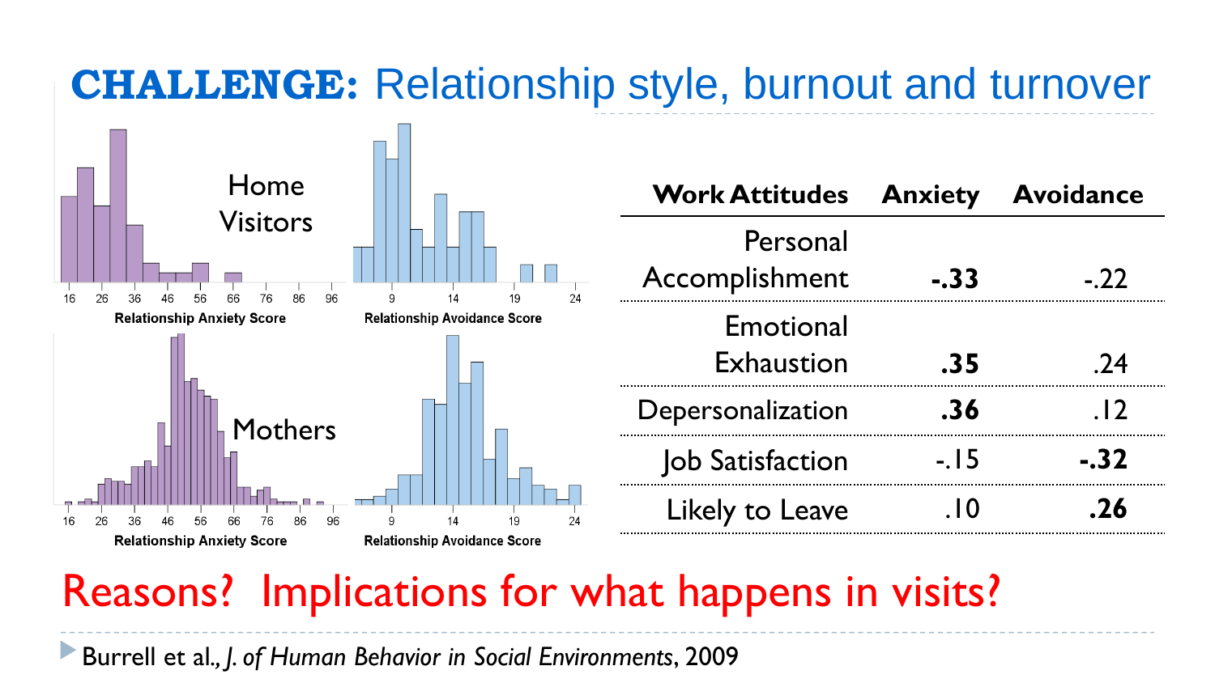# **CHALLENGE:** Relationship style, burnout and turnover

Home Visitors

Relationship Anxiety Score

Relationship Avoidance Score

Mothers

Relationship Anxiety Score

Relationship Avoidance Score

| Work Attitudes | Anxiety | Avoidance |
|---|---|---|
| Personal Accomplishment | **-.33** | -.22 |
| Emotional Exhaustion | **.35** | .24 |
| Depersonalization | **.36** | .12 |
| Job Satisfaction | -.15 | **-.32** |
| Likely to Leave | .10 | **.26** |

Reasons? Implications for what happens in visits?

- Burrell et al., *J. of Human Behavior in Social Environments*, 2009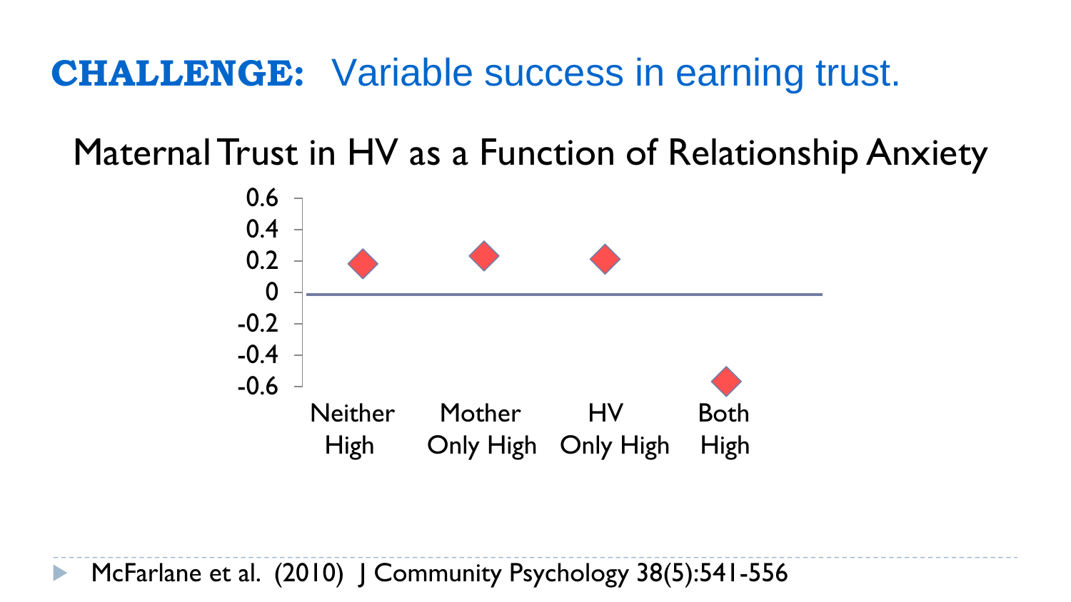# **CHALLENGE:** Variable success in earning trust.

## Maternal Trust in HV as a Function of Relationship Anxiety

0.6
0.4
0.2
0
-0.2
-0.4
-0.6

Neither High | Mother Only High | HV Only High | Both High

- McFarlane et al. (2010) J Community Psychology 38(5):541-556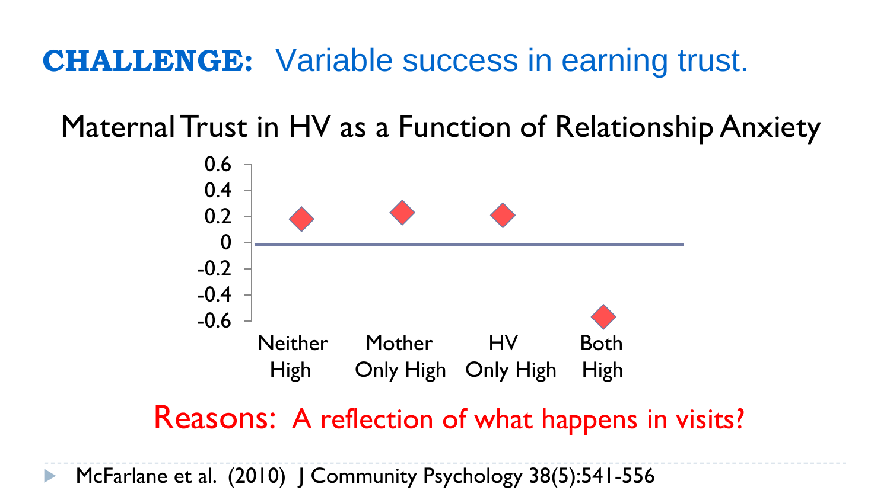# **CHALLENGE:** Variable success in earning trust.

## Maternal Trust in HV as a Function of Relationship Anxiety

| Category | Value |
|---|---|
| Neither High | 0.18 |
| Mother Only High | 0.23 |
| HV Only High | 0.21 |
| Both High | -0.56 |

Reasons: A reflection of what happens in visits?

- McFarlane et al. (2010) J Community Psychology 38(5):541-556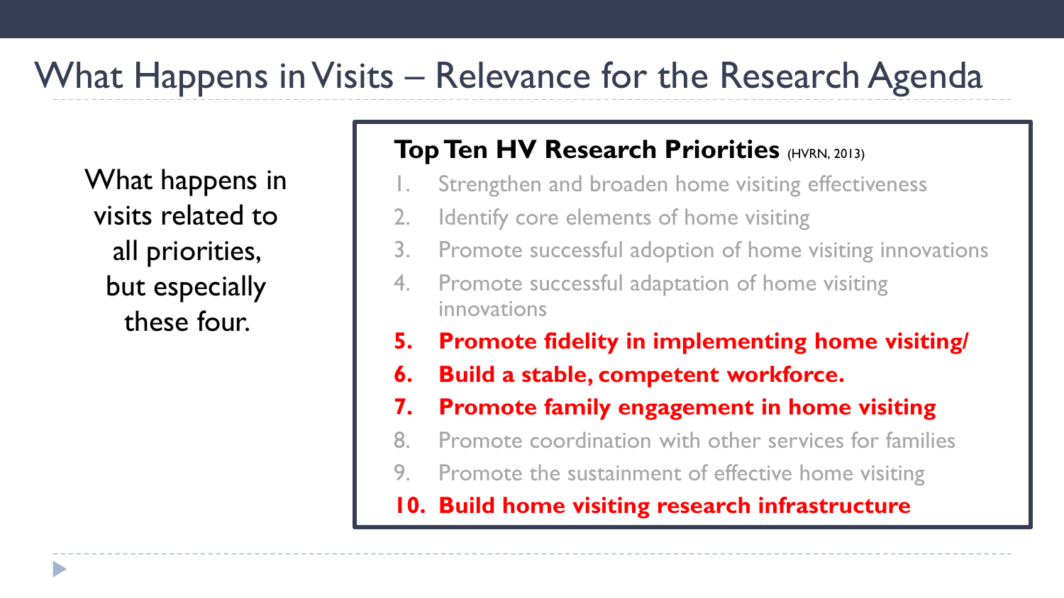# What Happens in Visits – Relevance for the Research Agenda

What happens in visits related to all priorities, but especially these four.

**Top Ten HV Research Priorities** (HVRN, 2013)

1. Strengthen and broaden home visiting effectiveness
2. Identify core elements of home visiting
3. Promote successful adoption of home visiting innovations
4. Promote successful adaptation of home visiting innovations
5. **Promote fidelity in implementing home visiting/**
6. **Build a stable, competent workforce.**
7. **Promote family engagement in home visiting**
8. Promote coordination with other services for families
9. Promote the sustainment of effective home visiting
10. **Build home visiting research infrastructure**